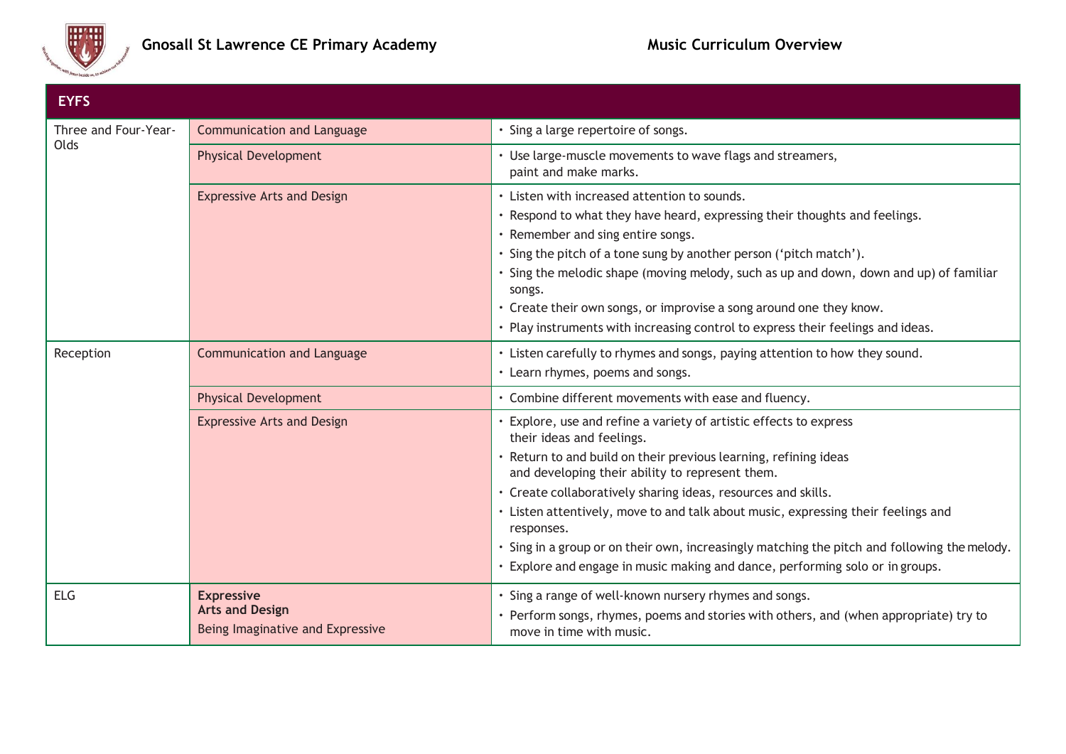# Gnosall St Lawrence CE Primary Academy

## Music Curriculum Overview

| EYFS | | |
|---|---|---|
| Three and Four-Year-Olds | Communication and Language | • Sing a large repertoire of songs. |
| | Physical Development | • Use large-muscle movements to wave flags and streamers, paint and make marks. |
| | Expressive Arts and Design | • Listen with increased attention to sounds.<br>• Respond to what they have heard, expressing their thoughts and feelings.<br>• Remember and sing entire songs.<br>• Sing the pitch of a tone sung by another person ('pitch match').<br>• Sing the melodic shape (moving melody, such as up and down, down and up) of familiar songs.<br>• Create their own songs, or improvise a song around one they know.<br>• Play instruments with increasing control to express their feelings and ideas. |
| Reception | Communication and Language | • Listen carefully to rhymes and songs, paying attention to how they sound.<br>• Learn rhymes, poems and songs. |
| | Physical Development | • Combine different movements with ease and fluency. |
| | Expressive Arts and Design | • Explore, use and refine a variety of artistic effects to express their ideas and feelings.<br>• Return to and build on their previous learning, refining ideas and developing their ability to represent them.<br>• Create collaboratively sharing ideas, resources and skills.<br>• Listen attentively, move to and talk about music, expressing their feelings and responses.<br>• Sing in a group or on their own, increasingly matching the pitch and following the melody.<br>• Explore and engage in music making and dance, performing solo or in groups. |
| ELG | **Expressive Arts and Design**<br>Being Imaginative and Expressive | • Sing a range of well-known nursery rhymes and songs.<br>• Perform songs, rhymes, poems and stories with others, and (when appropriate) try to move in time with music. |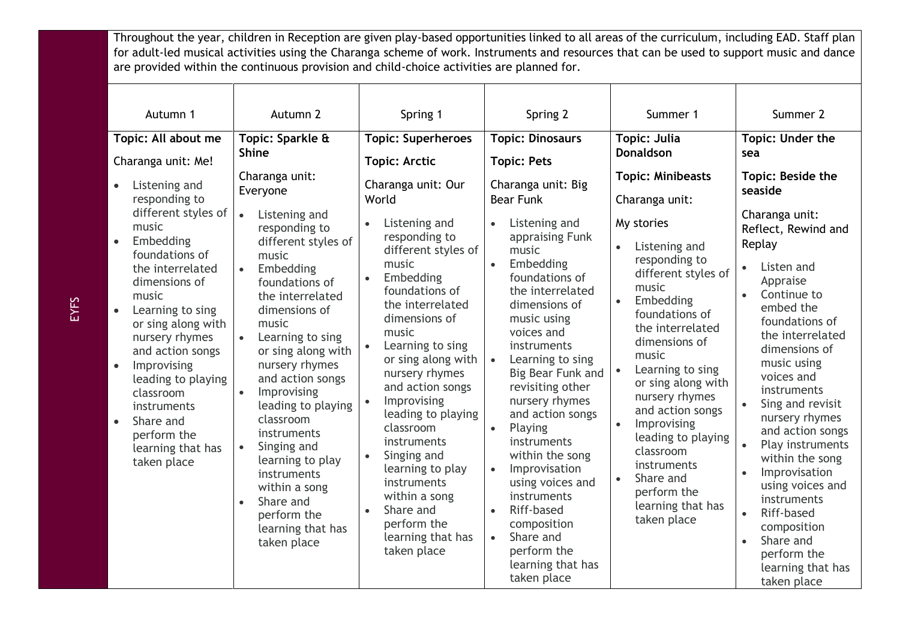| EYFS | | | | | | |
|---|---|---|---|---|---|---|
| | Throughout the year, children in Reception are given play-based opportunities linked to all areas of the curriculum, including EAD. Staff plan for adult-led musical activities using the Charanga scheme of work. Instruments and resources that can be used to support music and dance are provided within the continuous provision and child-choice activities are planned for. | | | | | |
| | Autumn 1 | Autumn 2 | Spring 1 | Spring 2 | Summer 1 | Summer 2 |
| | **Topic: All about me**<br><br>Charanga unit: Me!<br><br>• Listening and responding to different styles of music<br>• Embedding foundations of the interrelated dimensions of music<br>• Learning to sing or sing along with nursery rhymes and action songs<br>• Improvising leading to playing classroom instruments<br>• Share and perform the learning that has taken place | **Topic: Sparkle & Shine**<br><br>Charanga unit: Everyone<br><br>• Listening and responding to different styles of music<br>• Embedding foundations of the interrelated dimensions of music<br>• Learning to sing or sing along with nursery rhymes and action songs<br>• Improvising leading to playing classroom instruments<br>• Singing and learning to play instruments within a song<br>• Share and perform the learning that has taken place | **Topic: Superheroes**<br><br>**Topic: Arctic**<br><br>Charanga unit: Our World<br><br>• Listening and responding to different styles of music<br>• Embedding foundations of the interrelated dimensions of music<br>• Learning to sing or sing along with nursery rhymes and action songs<br>• Improvising leading to playing classroom instruments<br>• Singing and learning to play instruments within a song<br>• Share and perform the learning that has taken place | **Topic: Dinosaurs**<br><br>**Topic: Pets**<br><br>Charanga unit: Big Bear Funk<br><br>• Listening and appraising Funk music<br>• Embedding foundations of the interrelated dimensions of music using voices and instruments<br>• Learning to sing Big Bear Funk and revisiting other nursery rhymes and action songs<br>• Playing instruments within the song<br>• Improvisation using voices and instruments<br>• Riff-based composition<br>• Share and perform the learning that has taken place | **Topic: Julia Donaldson**<br><br>**Topic: Minibeasts**<br><br>Charanga unit:<br><br>My stories<br><br>• Listening and responding to different styles of music<br>• Embedding foundations of the interrelated dimensions of music<br>• Learning to sing or sing along with nursery rhymes and action songs<br>• Improvising leading to playing classroom instruments<br>• Share and perform the learning that has taken place | **Topic: Under the sea**<br><br>**Topic: Beside the seaside**<br><br>Charanga unit: Reflect, Rewind and Replay<br><br>• Listen and Appraise<br>• Continue to embed the foundations of the interrelated dimensions of music using voices and instruments<br>• Sing and revisit nursery rhymes and action songs<br>• Play instruments within the song<br>• Improvisation using voices and instruments<br>• Riff-based composition<br>• Share and perform the learning that has taken place |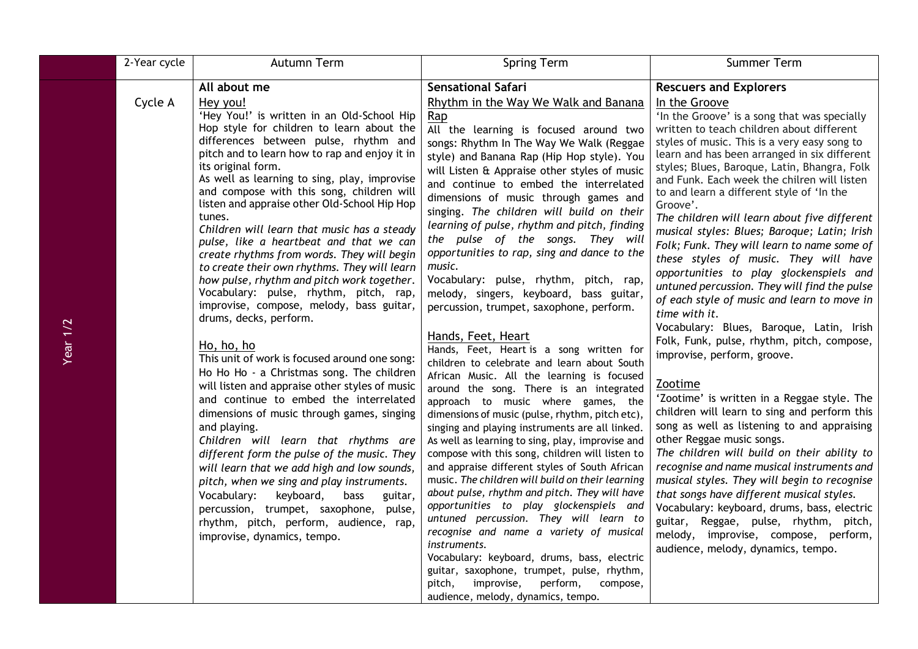| | 2-Year cycle | Autumn Term | Spring Term | Summer Term |
|---|---|---|---|---|
| Year 1/2 | Cycle A | **All about me**<br><br>Hey you!<br>'Hey You!' is written in an Old-School Hip Hop style for children to learn about the differences between pulse, rhythm and pitch and to learn how to rap and enjoy it in its original form.<br>As well as learning to sing, play, improvise and compose with this song, children will listen and appraise other Old-School Hip Hop tunes.<br>*Children will learn that music has a steady pulse, like a heartbeat and that we can create rhythms from words. They will begin to create their own rhythms. They will learn how pulse, rhythm and pitch work together.*<br>Vocabulary: pulse, rhythm, pitch, rap, improvise, compose, melody, bass guitar, drums, decks, perform.<br><br>Ho, ho, ho<br>This unit of work is focused around one song: Ho Ho Ho - a Christmas song. The children will listen and appraise other styles of music and continue to embed the interrelated dimensions of music through games, singing and playing.<br>*Children will learn that rhythms are different form the pulse of the music. They will learn that we add high and low sounds, pitch, when we sing and play instruments.*<br>Vocabulary: keyboard, bass guitar, percussion, trumpet, saxophone, pulse, rhythm, pitch, perform, audience, rap, improvise, dynamics, tempo. | **Sensational Safari**<br><br>Rhythm in the Way We Walk and Banana Rap<br>All the learning is focused around two songs: Rhythm In The Way We Walk (Reggae style) and Banana Rap (Hip Hop style). You will Listen & Appraise other styles of music and continue to embed the interrelated dimensions of music through games and singing. *The children will build on their learning of pulse, rhythm and pitch, finding the pulse of the songs. They will opportunities to rap, sing and dance to the music.*<br>Vocabulary: pulse, rhythm, pitch, rap, melody, singers, keyboard, bass guitar, percussion, trumpet, saxophone, perform.<br><br>Hands, Feet, Heart<br>Hands, Feet, Heart is a song written for children to celebrate and learn about South African Music. All the learning is focused around the song. There is an integrated approach to music where games, the dimensions of music (pulse, rhythm, pitch etc), singing and playing instruments are all linked. As well as learning to sing, play, improvise and compose with this song, children will listen to and appraise different styles of South African music. *The children will build on their learning about pulse, rhythm and pitch. They will have opportunities to play glockenspiels and untuned percussion. They will learn to recognise and name a variety of musical instruments.*<br>Vocabulary: keyboard, drums, bass, electric guitar, saxophone, trumpet, pulse, rhythm, pitch, improvise, perform, compose, audience, melody, dynamics, tempo. | **Rescuers and Explorers**<br><br>In the Groove<br>'In the Groove' is a song that was specially written to teach children about different styles of music. This is a very easy song to learn and has been arranged in six different styles; Blues, Baroque, Latin, Bhangra, Folk and Funk. Each week the chilren will listen to and learn a different style of 'In the Groove'.<br>*The children will learn about five different musical styles: Blues; Baroque; Latin; Irish Folk; Funk. They will learn to name some of these styles of music. They will have opportunities to play glockenspiels and untuned percussion. They will find the pulse of each style of music and learn to move in time with it.*<br>Vocabulary: Blues, Baroque, Latin, Irish Folk, Funk, pulse, rhythm, pitch, compose, improvise, perform, groove.<br><br>Zootime<br>'Zootime' is written in a Reggae style. The children will learn to sing and perform this song as well as listening to and appraising other Reggae music songs.<br>*The children will build on their ability to recognise and name musical instruments and musical styles. They will begin to recognise that songs have different musical styles.*<br>Vocabulary: keyboard, drums, bass, electric guitar, Reggae, pulse, rhythm, pitch, melody, improvise, compose, perform, audience, melody, dynamics, tempo. |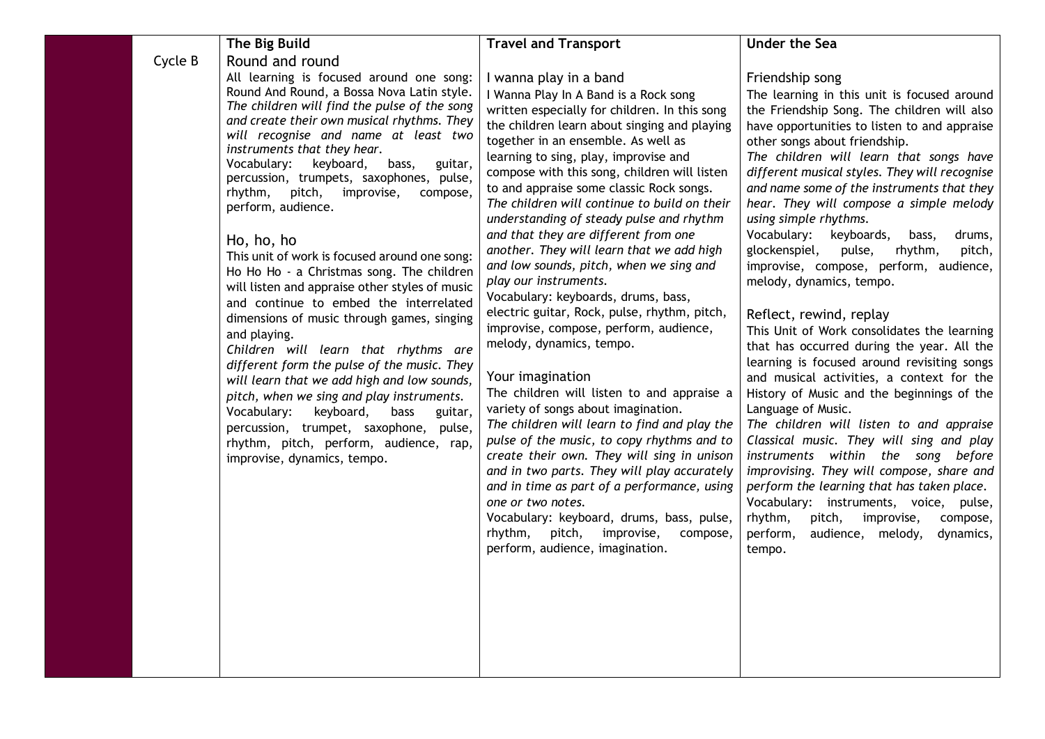| | | The Big Build | Travel and Transport | Under the Sea |
|---|---|---|---|---|
| | Cycle B | Round and round<br>All learning is focused around one song: Round And Round, a Bossa Nova Latin style. *The children will find the pulse of the song and create their own musical rhythms. They will recognise and name at least two instruments that they hear.*<br>Vocabulary: keyboard, bass, guitar, percussion, trumpets, saxophones, pulse, rhythm, pitch, improvise, compose, perform, audience.<br><br>Ho, ho, ho<br>This unit of work is focused around one song: Ho Ho Ho - a Christmas song. The children will listen and appraise other styles of music and continue to embed the interrelated dimensions of music through games, singing and playing.<br>*Children will learn that rhythms are different form the pulse of the music. They will learn that we add high and low sounds, pitch, when we sing and play instruments.*<br>Vocabulary: keyboard, bass guitar, percussion, trumpet, saxophone, pulse, rhythm, pitch, perform, audience, rap, improvise, dynamics, tempo. | I wanna play in a band<br>I Wanna Play In A Band is a Rock song written especially for children. In this song the children learn about singing and playing together in an ensemble. As well as learning to sing, play, improvise and compose with this song, children will listen to and appraise some classic Rock songs.<br>*The children will continue to build on their understanding of steady pulse and rhythm and that they are different from one another. They will learn that we add high and low sounds, pitch, when we sing and play our instruments.*<br>Vocabulary: keyboards, drums, bass, electric guitar, Rock, pulse, rhythm, pitch, improvise, compose, perform, audience, melody, dynamics, tempo.<br><br>Your imagination<br>The children will listen to and appraise a variety of songs about imagination.<br>*The children will learn to find and play the pulse of the music, to copy rhythms and to create their own. They will sing in unison and in two parts. They will play accurately and in time as part of a performance, using one or two notes.*<br>Vocabulary: keyboard, drums, bass, pulse, rhythm, pitch, improvise, compose, perform, audience, imagination. | Friendship song<br>The learning in this unit is focused around the Friendship Song. The children will also have opportunities to listen to and appraise other songs about friendship.<br>*The children will learn that songs have different musical styles. They will recognise and name some of the instruments that they hear. They will compose a simple melody using simple rhythms.*<br>Vocabulary: keyboards, bass, drums, glockenspiel, pulse, rhythm, pitch, improvise, compose, perform, audience, melody, dynamics, tempo.<br><br>Reflect, rewind, replay<br>This Unit of Work consolidates the learning that has occurred during the year. All the learning is focused around revisiting songs and musical activities, a context for the History of Music and the beginnings of the Language of Music.<br>*The children will listen to and appraise Classical music. They will sing and play instruments within the song before improvising. They will compose, share and perform the learning that has taken place.*<br>Vocabulary: instruments, voice, pulse, rhythm, pitch, improvise, compose, perform, audience, melody, dynamics, tempo. |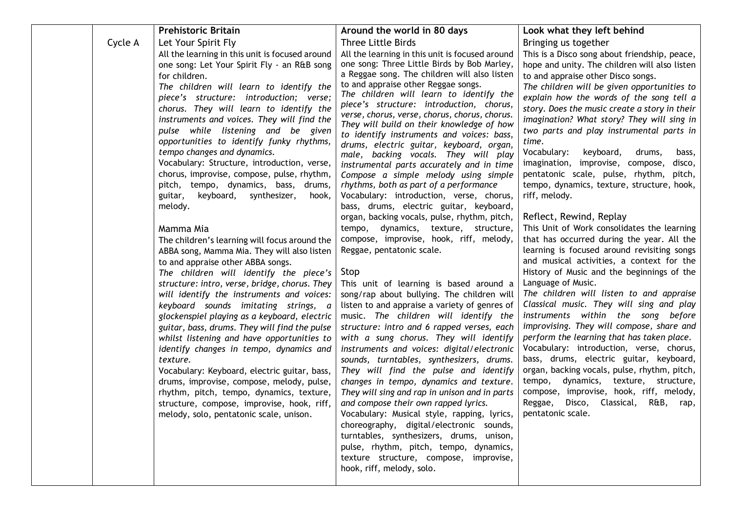| | | Prehistoric Britain | Around the world in 80 days | Look what they left behind |
|---|---|---|---|---|
| | Cycle A | Let Your Spirit Fly<br>All the learning in this unit is focused around one song: Let Your Spirit Fly - an R&B song for children.<br>*The children will learn to identify the piece's structure: introduction; verse; chorus. They will learn to identify the instruments and voices. They will find the pulse while listening and be given opportunities to identify funky rhythms, tempo changes and dynamics.*<br>Vocabulary: Structure, introduction, verse, chorus, improvise, compose, pulse, rhythm, pitch, tempo, dynamics, bass, drums, guitar, keyboard, synthesizer, hook, melody.<br><br>Mamma Mia<br>The children's learning will focus around the ABBA song, Mamma Mia. They will also listen to and appraise other ABBA songs.<br>*The children will identify the piece's structure: intro, verse, bridge, chorus. They will identify the instruments and voices: keyboard sounds imitating strings, a glockenspiel playing as a keyboard, electric guitar, bass, drums. They will find the pulse whilst listening and have opportunities to identify changes in tempo, dynamics and texture.*<br>Vocabulary: Keyboard, electric guitar, bass, drums, improvise, compose, melody, pulse, rhythm, pitch, tempo, dynamics, texture, structure, compose, improvise, hook, riff, melody, solo, pentatonic scale, unison. | Three Little Birds<br>All the learning in this unit is focused around one song: Three Little Birds by Bob Marley, a Reggae song. The children will also listen to and appraise other Reggae songs.<br>*The children will learn to identify the piece's structure: introduction, chorus, verse, chorus, verse, chorus, chorus, chorus. They will build on their knowledge of how to identify instruments and voices: bass, drums, electric guitar, keyboard, organ, male, backing vocals. They will play instrumental parts accurately and in time Compose a simple melody using simple rhythms, both as part of a performance*<br>Vocabulary: introduction, verse, chorus, bass, drums, electric guitar, keyboard, organ, backing vocals, pulse, rhythm, pitch, tempo, dynamics, texture, structure, compose, improvise, hook, riff, melody, Reggae, pentatonic scale.<br><br>Stop<br>This unit of learning is based around a song/rap about bullying. The children will listen to and appraise a variety of genres of music. *The children will identify the structure: intro and 6 rapped verses, each with a sung chorus. They will identify instruments and voices: digital/electronic sounds, turntables, synthesizers, drums. They will find the pulse and identify changes in tempo, dynamics and texture. They will sing and rap in unison and in parts and compose their own rapped lyrics.*<br>Vocabulary: Musical style, rapping, lyrics, choreography, digital/electronic sounds, turntables, synthesizers, drums, unison, pulse, rhythm, pitch, tempo, dynamics, texture structure, compose, improvise, hook, riff, melody, solo. | Bringing us together<br>This is a Disco song about friendship, peace, hope and unity. The children will also listen to and appraise other Disco songs.<br>*The children will be given opportunities to explain how the words of the song tell a story. Does the music create a story in their imagination? What story? They will sing in two parts and play instrumental parts in time.*<br>Vocabulary: keyboard, drums, bass, imagination, improvise, compose, disco, pentatonic scale, pulse, rhythm, pitch, tempo, dynamics, texture, structure, hook, riff, melody.<br><br>Reflect, Rewind, Replay<br>This Unit of Work consolidates the learning that has occurred during the year. All the learning is focused around revisiting songs and musical activities, a context for the History of Music and the beginnings of the Language of Music.<br>*The children will listen to and appraise Classical music. They will sing and play instruments within the song before improvising. They will compose, share and perform the learning that has taken place.*<br>Vocabulary: introduction, verse, chorus, bass, drums, electric guitar, keyboard, organ, backing vocals, pulse, rhythm, pitch, tempo, dynamics, texture, structure, compose, improvise, hook, riff, melody, Reggae, Disco, Classical, R&B, rap, pentatonic scale. |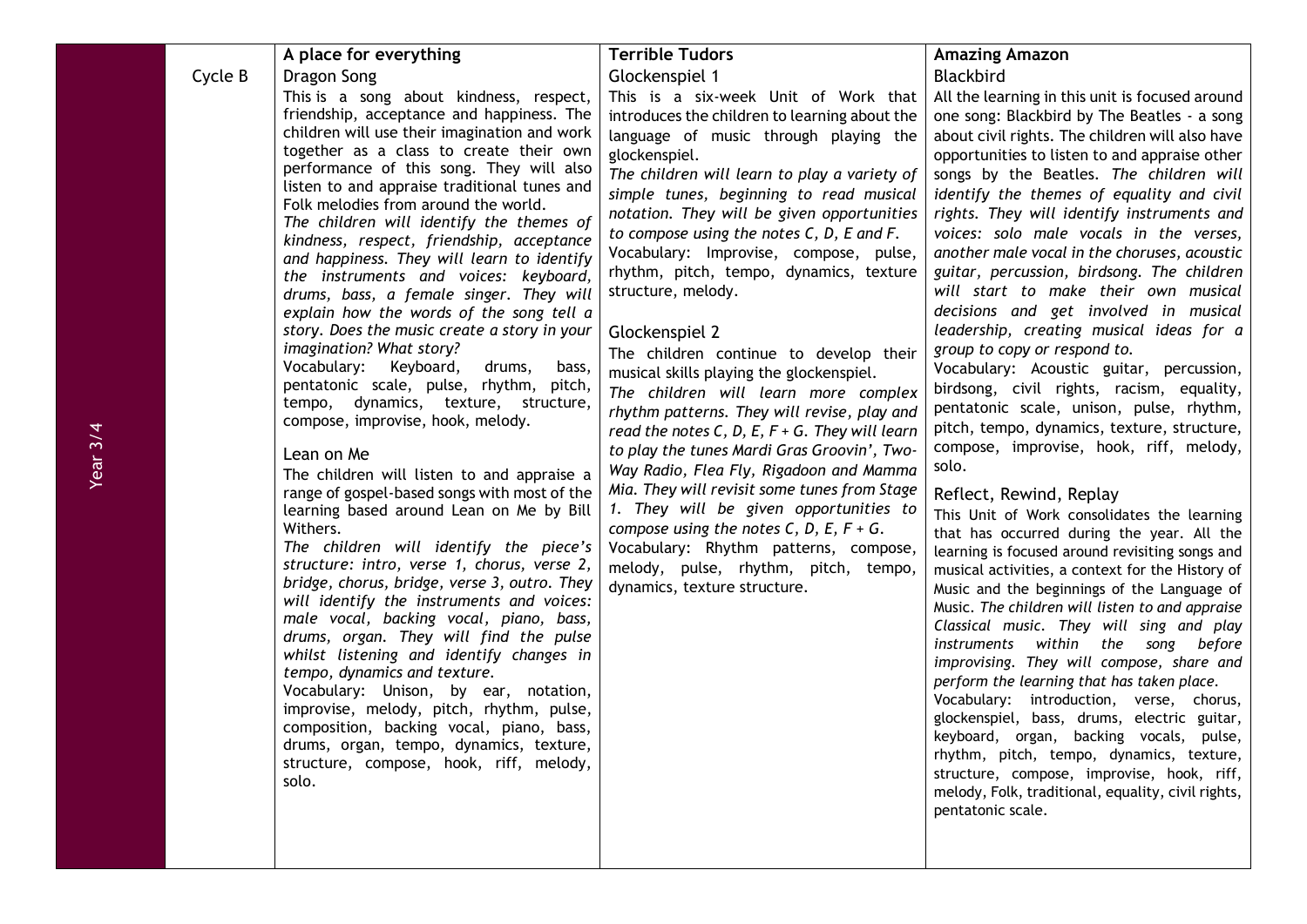| Year 3/4 | Cycle B | **A place for everything**<br>Dragon Song<br>This is a song about kindness, respect, friendship, acceptance and happiness. The children will use their imagination and work together as a class to create their own performance of this song. They will also listen to and appraise traditional tunes and Folk melodies from around the world.<br>*The children will identify the themes of kindness, respect, friendship, acceptance and happiness. They will learn to identify the instruments and voices: keyboard, drums, bass, a female singer. They will explain how the words of the song tell a story. Does the music create a story in your imagination? What story?*<br>Vocabulary: Keyboard, drums, bass, pentatonic scale, pulse, rhythm, pitch, tempo, dynamics, texture, structure, compose, improvise, hook, melody.<br><br>Lean on Me<br>The children will listen to and appraise a range of gospel-based songs with most of the learning based around Lean on Me by Bill Withers.<br>*The children will identify the piece's structure: intro, verse 1, chorus, verse 2, bridge, chorus, bridge, verse 3, outro. They will identify the instruments and voices: male vocal, backing vocal, piano, bass, drums, organ. They will find the pulse whilst listening and identify changes in tempo, dynamics and texture.*<br>Vocabulary: Unison, by ear, notation, improvise, melody, pitch, rhythm, pulse, composition, backing vocal, piano, bass, drums, organ, tempo, dynamics, texture, structure, compose, hook, riff, melody, solo. | **Terrible Tudors**<br>Glockenspiel 1<br>This is a six-week Unit of Work that introduces the children to learning about the language of music through playing the glockenspiel.<br>*The children will learn to play a variety of simple tunes, beginning to read musical notation. They will be given opportunities to compose using the notes C, D, E and F.*<br>Vocabulary: Improvise, compose, pulse, rhythm, pitch, tempo, dynamics, texture structure, melody.<br><br>Glockenspiel 2<br>The children continue to develop their musical skills playing the glockenspiel.<br>*The children will learn more complex rhythm patterns. They will revise, play and read the notes C, D, E, F + G. They will learn to play the tunes Mardi Gras Groovin', Two-Way Radio, Flea Fly, Rigadoon and Mamma Mia. They will revisit some tunes from Stage 1. They will be given opportunities to compose using the notes C, D, E, F + G.*<br>Vocabulary: Rhythm patterns, compose, melody, pulse, rhythm, pitch, tempo, dynamics, texture structure. | **Amazing Amazon**<br>Blackbird<br>All the learning in this unit is focused around one song: Blackbird by The Beatles - a song about civil rights. The children will also have opportunities to listen to and appraise other songs by the Beatles. *The children will identify the themes of equality and civil rights. They will identify instruments and voices: solo male vocals in the verses, another male vocal in the choruses, acoustic guitar, percussion, birdsong. The children will start to make their own musical decisions and get involved in musical leadership, creating musical ideas for a group to copy or respond to.*<br>Vocabulary: Acoustic guitar, percussion, birdsong, civil rights, racism, equality, pentatonic scale, unison, pulse, rhythm, pitch, tempo, dynamics, texture, structure, compose, improvise, hook, riff, melody, solo.<br><br>Reflect, Rewind, Replay<br>This Unit of Work consolidates the learning that has occurred during the year. All the learning is focused around revisiting songs and musical activities, a context for the History of Music and the beginnings of the Language of Music. *The children will listen to and appraise Classical music. They will sing and play instruments within the song before improvising. They will compose, share and perform the learning that has taken place.*<br>Vocabulary: introduction, verse, chorus, glockenspiel, bass, drums, electric guitar, keyboard, organ, backing vocals, pulse, rhythm, pitch, tempo, dynamics, texture, structure, compose, improvise, hook, riff, melody, Folk, traditional, equality, civil rights, pentatonic scale. |
|---|---|---|---|---|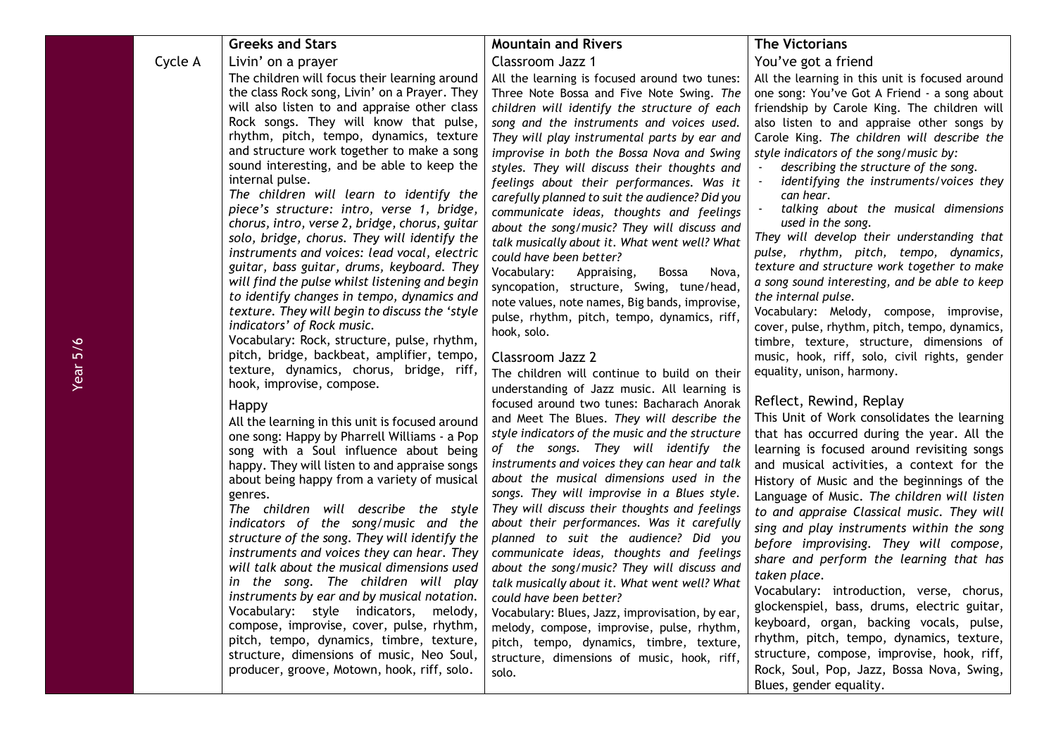| | | Greeks and Stars | Mountain and Rivers | The Victorians |
|---|---|---|---|---|
| Year 5/6 | Cycle A | Livin' on a prayer<br>The children will focus their learning around the class Rock song, Livin' on a Prayer. They will also listen to and appraise other class Rock songs. They will know that pulse, rhythm, pitch, tempo, dynamics, texture and structure work together to make a song sound interesting, and be able to keep the internal pulse.<br>*The children will learn to identify the piece's structure: intro, verse 1, bridge, chorus, intro, verse 2, bridge, chorus, guitar solo, bridge, chorus. They will identify the instruments and voices: lead vocal, electric guitar, bass guitar, drums, keyboard. They will find the pulse whilst listening and begin to identify changes in tempo, dynamics and texture. They will begin to discuss the 'style indicators' of Rock music.*<br>Vocabulary: Rock, structure, pulse, rhythm, pitch, bridge, backbeat, amplifier, tempo, texture, dynamics, chorus, bridge, riff, hook, improvise, compose.<br><br>Happy<br>All the learning in this unit is focused around one song: Happy by Pharrell Williams - a Pop song with a Soul influence about being happy. They will listen to and appraise songs about being happy from a variety of musical genres.<br>*The children will describe the style indicators of the song/music and the structure of the song. They will identify the instruments and voices they can hear. They will talk about the musical dimensions used in the song. The children will play instruments by ear and by musical notation.*<br>Vocabulary: style indicators, melody, compose, improvise, cover, pulse, rhythm, pitch, tempo, dynamics, timbre, texture, structure, dimensions of music, Neo Soul, producer, groove, Motown, hook, riff, solo. | Classroom Jazz 1<br>All the learning is focused around two tunes: Three Note Bossa and Five Note Swing. *The children will identify the structure of each song and the instruments and voices used. They will play instrumental parts by ear and improvise in both the Bossa Nova and Swing styles. They will discuss their thoughts and feelings about their performances. Was it carefully planned to suit the audience? Did you communicate ideas, thoughts and feelings about the song/music? They will discuss and talk musically about it. What went well? What could have been better?*<br>Vocabulary: Appraising, Bossa Nova, syncopation, structure, Swing, tune/head, note values, note names, Big bands, improvise, pulse, rhythm, pitch, tempo, dynamics, riff, hook, solo.<br><br>Classroom Jazz 2<br>The children will continue to build on their understanding of Jazz music. All learning is focused around two tunes: Bacharach Anorak and Meet The Blues. *They will describe the style indicators of the music and the structure of the songs. They will identify the instruments and voices they can hear and talk about the musical dimensions used in the songs. They will improvise in a Blues style. They will discuss their thoughts and feelings about their performances. Was it carefully planned to suit the audience? Did you communicate ideas, thoughts and feelings about the song/music? They will discuss and talk musically about it. What went well? What could have been better?*<br>Vocabulary: Blues, Jazz, improvisation, by ear, melody, compose, improvise, pulse, rhythm, pitch, tempo, dynamics, timbre, texture, structure, dimensions of music, hook, riff, solo. | You've got a friend<br>All the learning in this unit is focused around one song: You've Got A Friend - a song about friendship by Carole King. The children will also listen to and appraise other songs by Carole King. *The children will describe the style indicators of the song/music by:*<br>- *describing the structure of the song.*<br>- *identifying the instruments/voices they can hear.*<br>- *talking about the musical dimensions used in the song.*<br>*They will develop their understanding that pulse, rhythm, pitch, tempo, dynamics, texture and structure work together to make a song sound interesting, and be able to keep the internal pulse.*<br>Vocabulary: Melody, compose, improvise, cover, pulse, rhythm, pitch, tempo, dynamics, timbre, texture, structure, dimensions of music, hook, riff, solo, civil rights, gender equality, unison, harmony.<br><br>Reflect, Rewind, Replay<br>This Unit of Work consolidates the learning that has occurred during the year. All the learning is focused around revisiting songs and musical activities, a context for the History of Music and the beginnings of the Language of Music. *The children will listen to and appraise Classical music. They will sing and play instruments within the song before improvising. They will compose, share and perform the learning that has taken place.*<br>Vocabulary: introduction, verse, chorus, glockenspiel, bass, drums, electric guitar, keyboard, organ, backing vocals, pulse, rhythm, pitch, tempo, dynamics, texture, structure, compose, improvise, hook, riff, Rock, Soul, Pop, Jazz, Bossa Nova, Swing, Blues, gender equality. |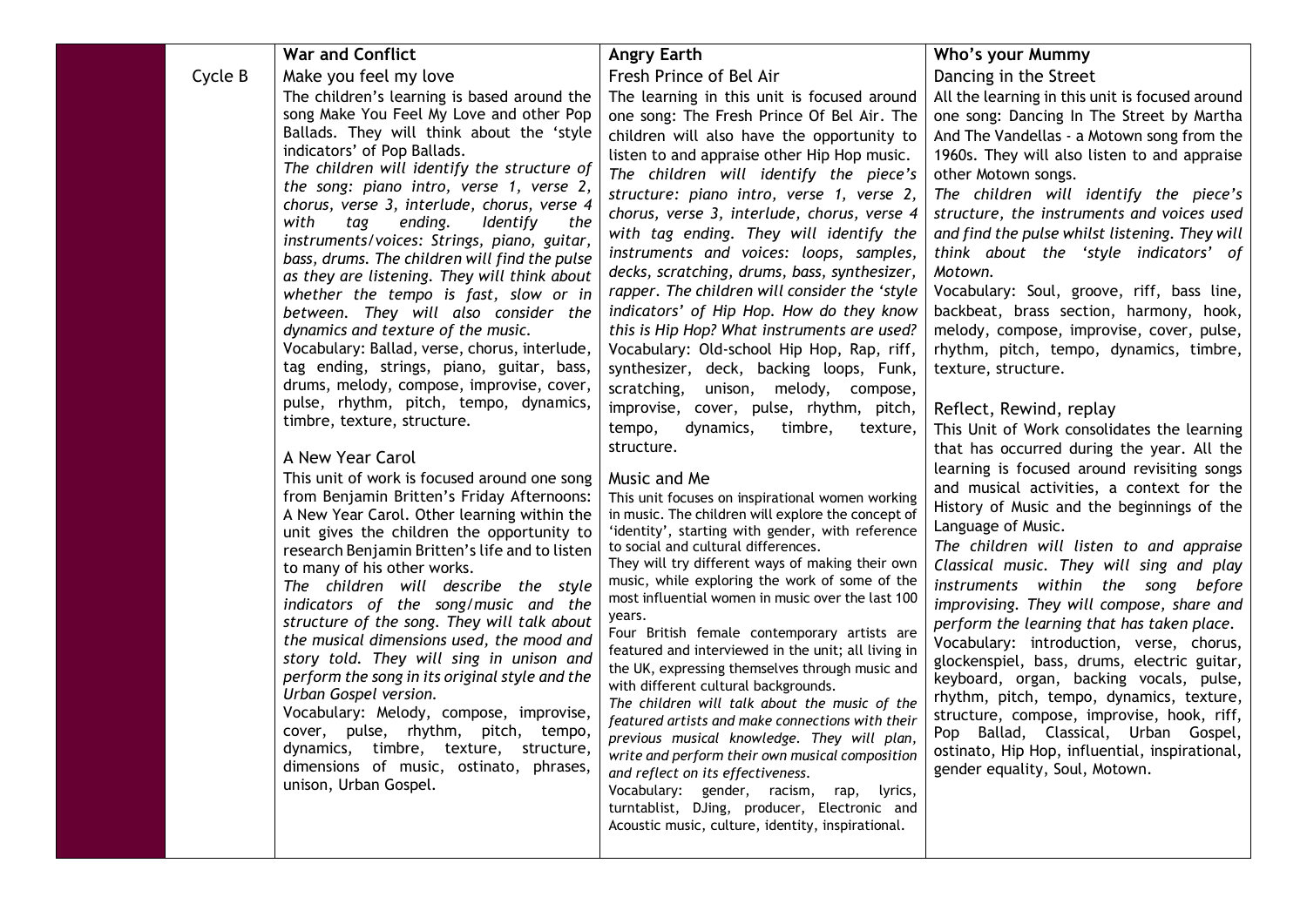| | | War and Conflict | Angry Earth | Who's your Mummy |
|---|---|---|---|---|
| | Cycle B | Make you feel my love<br>The children's learning is based around the song Make You Feel My Love and other Pop Ballads. They will think about the 'style indicators' of Pop Ballads.<br>*The children will identify the structure of the song: piano intro, verse 1, verse 2, chorus, verse 3, interlude, chorus, verse 4 with tag ending. Identify the instruments/voices: Strings, piano, guitar, bass, drums. The children will find the pulse as they are listening. They will think about whether the tempo is fast, slow or in between. They will also consider the dynamics and texture of the music.*<br>Vocabulary: Ballad, verse, chorus, interlude, tag ending, strings, piano, guitar, bass, drums, melody, compose, improvise, cover, pulse, rhythm, pitch, tempo, dynamics, timbre, texture, structure.<br><br>A New Year Carol<br>This unit of work is focused around one song from Benjamin Britten's Friday Afternoons: A New Year Carol. Other learning within the unit gives the children the opportunity to research Benjamin Britten's life and to listen to many of his other works.<br>*The children will describe the style indicators of the song/music and the structure of the song. They will talk about the musical dimensions used, the mood and story told. They will sing in unison and perform the song in its original style and the Urban Gospel version.*<br>Vocabulary: Melody, compose, improvise, cover, pulse, rhythm, pitch, tempo, dynamics, timbre, texture, structure, dimensions of music, ostinato, phrases, unison, Urban Gospel. | Fresh Prince of Bel Air<br>The learning in this unit is focused around one song: The Fresh Prince Of Bel Air. The children will also have the opportunity to listen to and appraise other Hip Hop music.<br>*The children will identify the piece's structure: piano intro, verse 1, verse 2, chorus, verse 3, interlude, chorus, verse 4 with tag ending. They will identify the instruments and voices: loops, samples, decks, scratching, drums, bass, synthesizer, rapper. The children will consider the 'style indicators' of Hip Hop. How do they know this is Hip Hop? What instruments are used?*<br>Vocabulary: Old-school Hip Hop, Rap, riff, synthesizer, deck, backing loops, Funk, scratching, unison, melody, compose, improvise, cover, pulse, rhythm, pitch, tempo, dynamics, timbre, texture, structure.<br><br>Music and Me<br>This unit focuses on inspirational women working in music. The children will explore the concept of 'identity', starting with gender, with reference to social and cultural differences.<br>They will try different ways of making their own music, while exploring the work of some of the most influential women in music over the last 100 years.<br>Four British female contemporary artists are featured and interviewed in the unit; all living in the UK, expressing themselves through music and with different cultural backgrounds.<br>*The children will talk about the music of the featured artists and make connections with their previous musical knowledge. They will plan, write and perform their own musical composition and reflect on its effectiveness.*<br>Vocabulary: gender, racism, rap, lyrics, turntablist, DJing, producer, Electronic and Acoustic music, culture, identity, inspirational. | Dancing in the Street<br>All the learning in this unit is focused around one song: Dancing In The Street by Martha And The Vandellas - a Motown song from the 1960s. They will also listen to and appraise other Motown songs.<br>*The children will identify the piece's structure, the instruments and voices used and find the pulse whilst listening. They will think about the 'style indicators' of Motown.*<br>Vocabulary: Soul, groove, riff, bass line, backbeat, brass section, harmony, hook, melody, compose, improvise, cover, pulse, rhythm, pitch, tempo, dynamics, timbre, texture, structure.<br><br>Reflect, Rewind, replay<br>This Unit of Work consolidates the learning that has occurred during the year. All the learning is focused around revisiting songs and musical activities, a context for the History of Music and the beginnings of the Language of Music.<br>*The children will listen to and appraise Classical music. They will sing and play instruments within the song before improvising. They will compose, share and perform the learning that has taken place.*<br>Vocabulary: introduction, verse, chorus, glockenspiel, bass, drums, electric guitar, keyboard, organ, backing vocals, pulse, rhythm, pitch, tempo, dynamics, texture, structure, compose, improvise, hook, riff, Pop Ballad, Classical, Urban Gospel, ostinato, Hip Hop, influential, inspirational, gender equality, Soul, Motown. |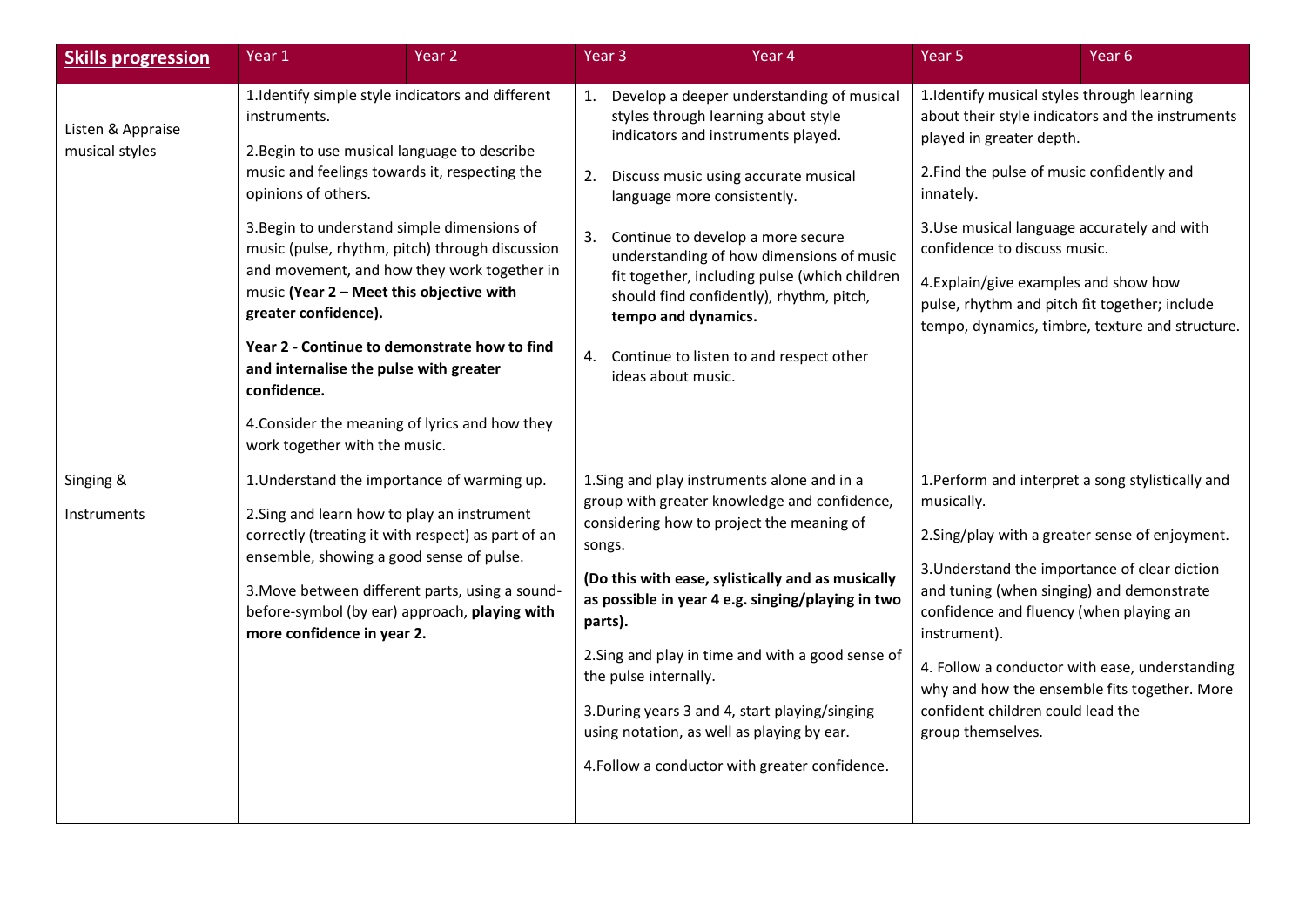| **Skills progression** | Year 1 | Year 2 | Year 3 | Year 4 | Year 5 | Year 6 |
|---|---|---|---|---|---|---|
| Listen & Appraise musical styles | 1.Identify simple style indicators and different instruments.<br><br>2.Begin to use musical language to describe music and feelings towards it, respecting the opinions of others.<br><br>3.Begin to understand simple dimensions of music (pulse, rhythm, pitch) through discussion and movement, and how they work together in music **(Year 2 – Meet this objective with greater confidence).**<br><br>**Year 2 - Continue to demonstrate how to find and internalise the pulse with greater confidence.**<br><br>4.Consider the meaning of lyrics and how they work together with the music. | | 1. Develop a deeper understanding of musical styles through learning about style indicators and instruments played.<br><br>2. Discuss music using accurate musical language more consistently.<br><br>3. Continue to develop a more secure understanding of how dimensions of music fit together, including pulse (which children should find confidently), rhythm, pitch, **tempo and dynamics.**<br><br>4. Continue to listen to and respect other ideas about music. | | 1.Identify musical styles through learning about their style indicators and the instruments played in greater depth.<br><br>2.Find the pulse of music confidently and innately.<br><br>3.Use musical language accurately and with confidence to discuss music.<br><br>4.Explain/give examples and show how pulse, rhythm and pitch fit together; include tempo, dynamics, timbre, texture and structure. | |
| Singing & Instruments | 1.Understand the importance of warming up.<br><br>2.Sing and learn how to play an instrument correctly (treating it with respect) as part of an ensemble, showing a good sense of pulse.<br><br>3.Move between different parts, using a sound-before-symbol (by ear) approach, **playing with more confidence in year 2.** | | 1.Sing and play instruments alone and in a group with greater knowledge and confidence, considering how to project the meaning of songs.<br><br>**(Do this with ease, stylistically and as musically as possible in year 4 e.g. singing/playing in two parts).**<br><br>2.Sing and play in time and with a good sense of the pulse internally.<br><br>3.During years 3 and 4, start playing/singing using notation, as well as playing by ear.<br><br>4.Follow a conductor with greater confidence. | | 1.Perform and interpret a song stylistically and musically.<br><br>2.Sing/play with a greater sense of enjoyment.<br><br>3.Understand the importance of clear diction and tuning (when singing) and demonstrate confidence and fluency (when playing an instrument).<br><br>4. Follow a conductor with ease, understanding why and how the ensemble fits together. More confident children could lead the group themselves. | |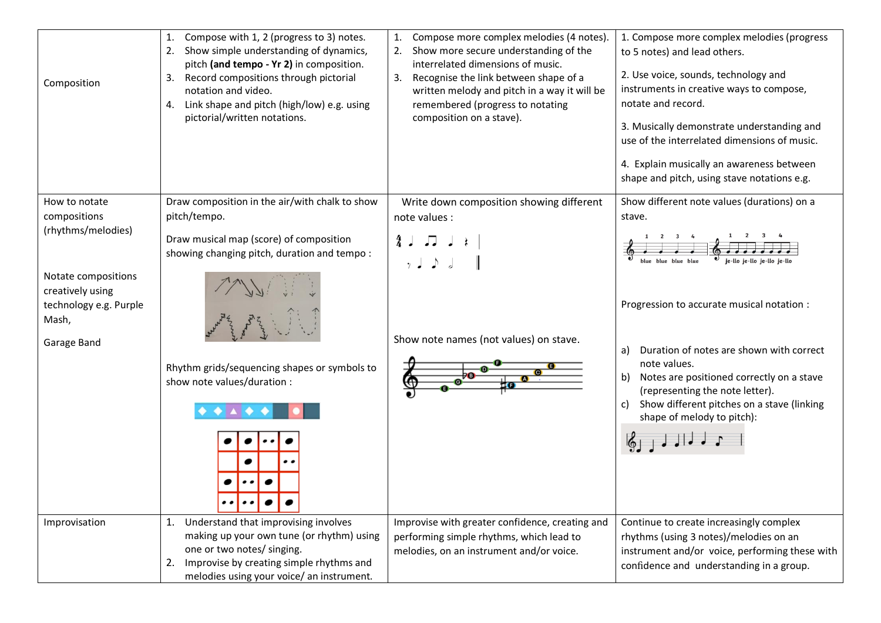| | | | |
|---|---|---|---|
| Composition | 1. Compose with 1, 2 (progress to 3) notes.<br>2. Show simple understanding of dynamics, pitch **(and tempo - Yr 2)** in composition.<br>3. Record compositions through pictorial notation and video.<br>4. Link shape and pitch (high/low) e.g. using pictorial/written notations. | 1. Compose more complex melodies (4 notes).<br>2. Show more secure understanding of the interrelated dimensions of music.<br>3. Recognise the link between shape of a written melody and pitch in a way it will be remembered (progress to notating composition on a stave). | 1. Compose more complex melodies (progress to 5 notes) and lead others.<br>2. Use voice, sounds, technology and instruments in creative ways to compose, notate and record.<br>3. Musically demonstrate understanding and use of the interrelated dimensions of music.<br>4. Explain musically an awareness between shape and pitch, using stave notations e.g. |
| How to notate compositions (rhythms/melodies)<br><br>Notate compositions creatively using technology e.g. Purple Mash,<br><br>Garage Band | Draw composition in the air/with chalk to show pitch/tempo.<br><br>Draw musical map (score) of composition showing changing pitch, duration and tempo :<br><br>Rhythm grids/sequencing shapes or symbols to show note values/duration : | Write down composition showing different note values :<br><br>Show note names (not values) on stave. | Show different note values (durations) on a stave.<br><br>blue blue blue blue je-llo je-llo je-llo je-llo<br><br>Progression to accurate musical notation :<br><br>a) Duration of notes are shown with correct note values.<br>b) Notes are positioned correctly on a stave (representing the note letter).<br>c) Show different pitches on a stave (linking shape of melody to pitch): |
| Improvisation | 1. Understand that improvising involves making up your own tune (or rhythm) using one or two notes/ singing.<br>2. Improvise by creating simple rhythms and melodies using your voice/ an instrument. | Improvise with greater confidence, creating and performing simple rhythms, which lead to melodies, on an instrument and/or voice. | Continue to create increasingly complex rhythms (using 3 notes)/melodies on an instrument and/or voice, performing these with confidence and understanding in a group. |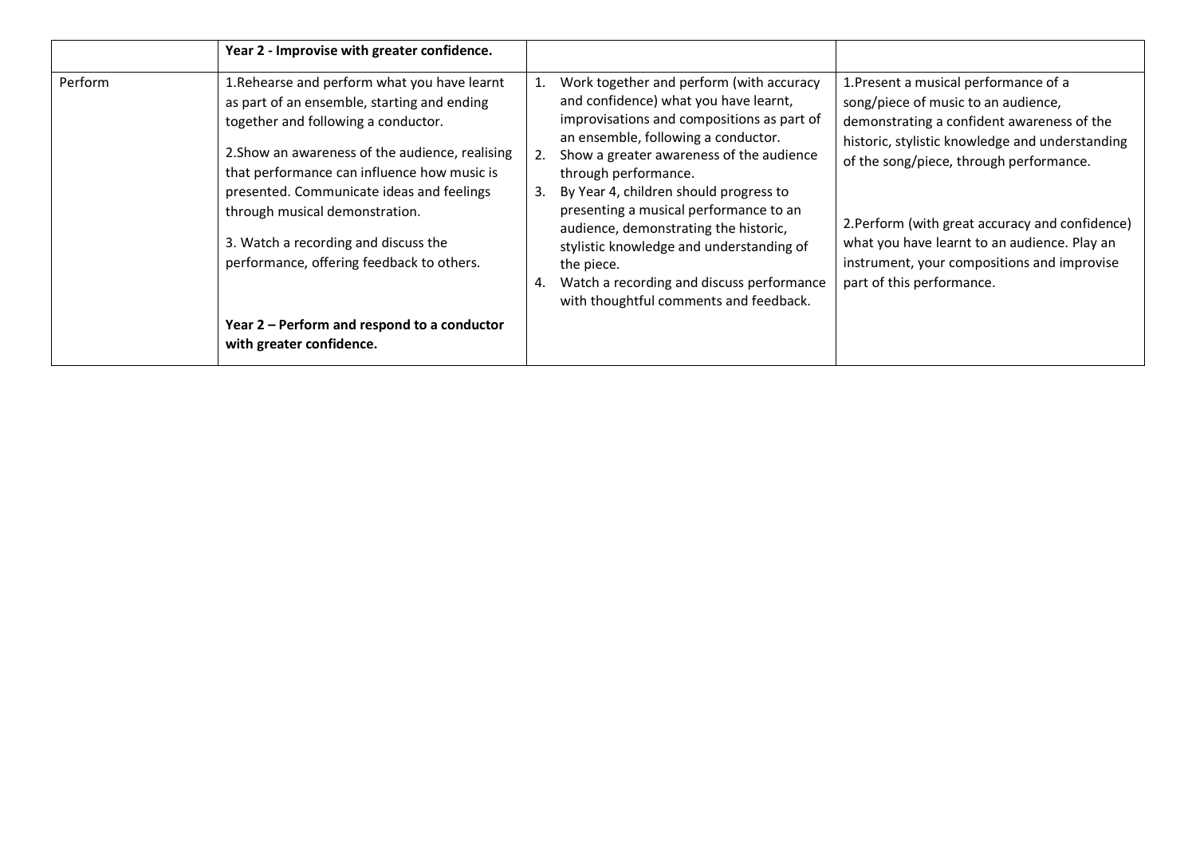| | | | |
|---|---|---|---|
| | **Year 2 - Improvise with greater confidence.** | | |
| Perform | 1.Rehearse and perform what you have learnt as part of an ensemble, starting and ending together and following a conductor.<br><br>2.Show an awareness of the audience, realising that performance can influence how music is presented. Communicate ideas and feelings through musical demonstration.<br><br>3. Watch a recording and discuss the performance, offering feedback to others.<br><br>**Year 2 – Perform and respond to a conductor with greater confidence.** | 1. Work together and perform (with accuracy and confidence) what you have learnt, improvisations and compositions as part of an ensemble, following a conductor.<br>2. Show a greater awareness of the audience through performance.<br>3. By Year 4, children should progress to presenting a musical performance to an audience, demonstrating the historic, stylistic knowledge and understanding of the piece.<br>4. Watch a recording and discuss performance with thoughtful comments and feedback. | 1.Present a musical performance of a song/piece of music to an audience, demonstrating a confident awareness of the historic, stylistic knowledge and understanding of the song/piece, through performance.<br><br>2.Perform (with great accuracy and confidence) what you have learnt to an audience. Play an instrument, your compositions and improvise part of this performance. |